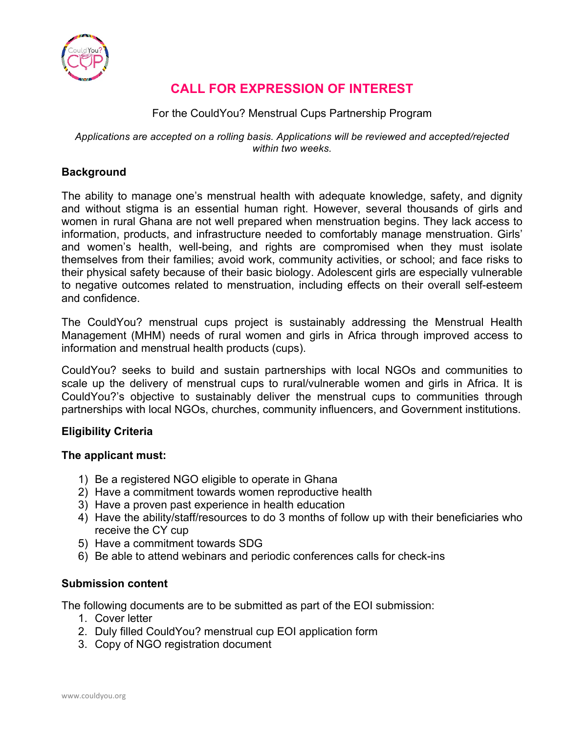# CALL FOR EXPRESSION OF INTEREST

For the CouldYou? Menstrual Cups Partnership Program

*Applications are accepted on a rolling basis. Applications will be reviewed and accepted/rejected within two weeks.*

## Background

The ability to manage one's menstrual health with adequate knowledge, safety, and dignity and without stigma is an essential human right. However, several thousands of girls and women in rural Ghana are not well prepared when menstruation begins. They lack access to information, products, and infrastructure needed to comfortably manage menstruation. Girls' and women's health, well-being, and rights are compromised when they must isolate themselves from their families; avoid work, community activities, or school; and face risks to their physical safety because of their basic biology. Adolescent girls are especially vulnerable to negative outcomes related to menstruation, including effects on their overall self-esteem and confidence.

The CouldYou? menstrual cups project is sustainably addressing the Menstrual Health Management (MHM) needs of rural women and girls in Africa through improved access to information and menstrual health products (cups).

CouldYou? seeks to build and sustain partnerships with local NGOs and communities to scale up the delivery of menstrual cups to rural/vulnerable women and girls in Africa. It is CouldYou?'s objective to sustainably deliver the menstrual cups to communities through partnerships with local NGOs, churches, community influencers, and Government institutions.

## Eligibility Criteria

### The applicant must:

1) Be a registered NGO eligible to operate in Ghana
2) Have a commitment towards women reproductive health
3) Have a proven past experience in health education
4) Have the ability/staff/resources to do 3 months of follow up with their beneficiaries who receive the CY cup
5) Have a commitment towards SDG
6) Be able to attend webinars and periodic conferences calls for check-ins

## Submission content

The following documents are to be submitted as part of the EOI submission:

1. Cover letter
2. Duly filled CouldYou? menstrual cup EOI application form
3. Copy of NGO registration document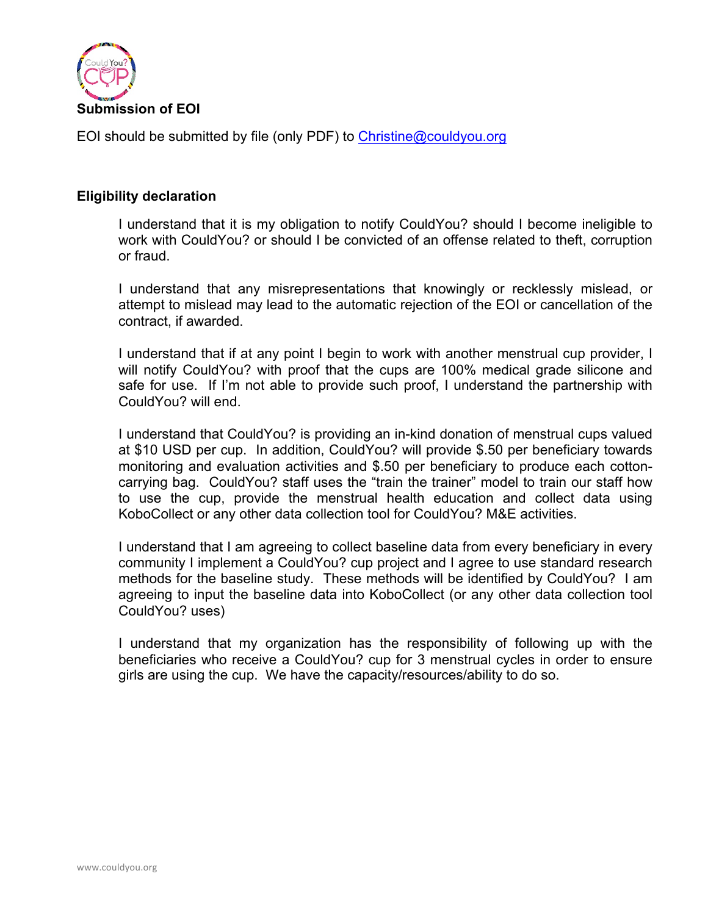**Submission of EOI**

EOI should be submitted by file (only PDF) to Christine@couldyou.org

**Eligibility declaration**

I understand that it is my obligation to notify CouldYou? should I become ineligible to work with CouldYou? or should I be convicted of an offense related to theft, corruption or fraud.

I understand that any misrepresentations that knowingly or recklessly mislead, or attempt to mislead may lead to the automatic rejection of the EOI or cancellation of the contract, if awarded.

I understand that if at any point I begin to work with another menstrual cup provider, I will notify CouldYou? with proof that the cups are 100% medical grade silicone and safe for use. If I'm not able to provide such proof, I understand the partnership with CouldYou? will end.

I understand that CouldYou? is providing an in-kind donation of menstrual cups valued at $10 USD per cup. In addition, CouldYou? will provide $.50 per beneficiary towards monitoring and evaluation activities and $.50 per beneficiary to produce each cotton-carrying bag. CouldYou? staff uses the "train the trainer" model to train our staff how to use the cup, provide the menstrual health education and collect data using KoboCollect or any other data collection tool for CouldYou? M&E activities.

I understand that I am agreeing to collect baseline data from every beneficiary in every community I implement a CouldYou? cup project and I agree to use standard research methods for the baseline study. These methods will be identified by CouldYou? I am agreeing to input the baseline data into KoboCollect (or any other data collection tool CouldYou? uses)

I understand that my organization has the responsibility of following up with the beneficiaries who receive a CouldYou? cup for 3 menstrual cycles in order to ensure girls are using the cup. We have the capacity/resources/ability to do so.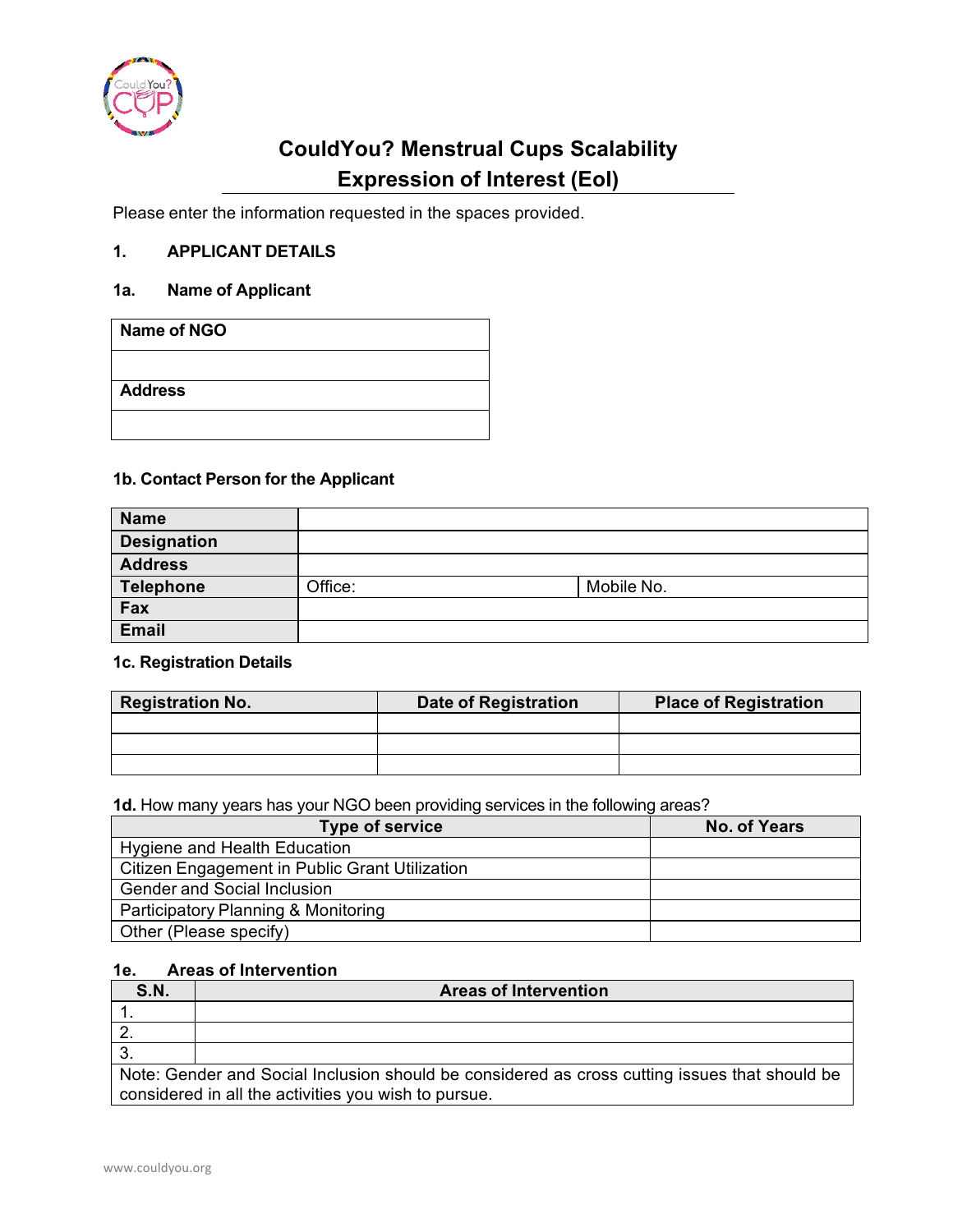## CouldYou? Menstrual Cups Scalability Expression of Interest (EoI)

Please enter the information requested in the spaces provided.

### 1. APPLICANT DETAILS

#### 1a. Name of Applicant

| Name of NGO |
|---|
| |
| **Address** |
| |

#### 1b. Contact Person for the Applicant

| | | |
|---|---|---|
| **Name** | | |
| **Designation** | | |
| **Address** | | |
| **Telephone** | Office: | Mobile No. |
| **Fax** | | |
| **Email** | | |

#### 1c. Registration Details

| Registration No. | Date of Registration | Place of Registration |
|---|---|---|
| | | |
| | | |
| | | |

**1d.** How many years has your NGO been providing services in the following areas?

| Type of service | No. of Years |
|---|---|
| Hygiene and Health Education | |
| Citizen Engagement in Public Grant Utilization | |
| Gender and Social Inclusion | |
| Participatory Planning & Monitoring | |
| Other (Please specify) | |

#### 1e. Areas of Intervention

| S.N. | Areas of Intervention |
|---|---|
| 1. | |
| 2. | |
| 3. | |
| Note: Gender and Social Inclusion should be considered as cross cutting issues that should be considered in all the activities you wish to pursue. | |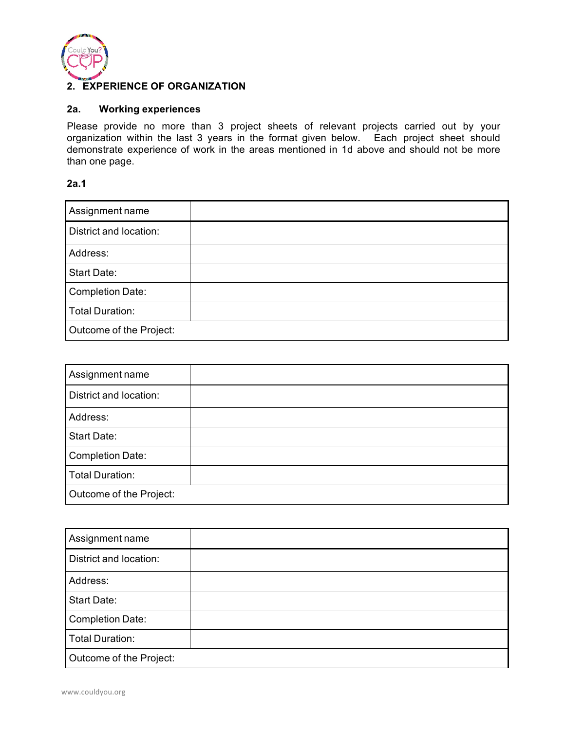## 2. EXPERIENCE OF ORGANIZATION

### 2a. Working experiences

Please provide no more than 3 project sheets of relevant projects carried out by your organization within the last 3 years in the format given below. Each project sheet should demonstrate experience of work in the areas mentioned in 1d above and should not be more than one page.

**2a.1**

| Assignment name | |
|---|---|
| District and location: | |
| Address: | |
| Start Date: | |
| Completion Date: | |
| Total Duration: | |
| Outcome of the Project: | |

| Assignment name | |
|---|---|
| District and location: | |
| Address: | |
| Start Date: | |
| Completion Date: | |
| Total Duration: | |
| Outcome of the Project: | |

| Assignment name | |
|---|---|
| District and location: | |
| Address: | |
| Start Date: | |
| Completion Date: | |
| Total Duration: | |
| Outcome of the Project: | |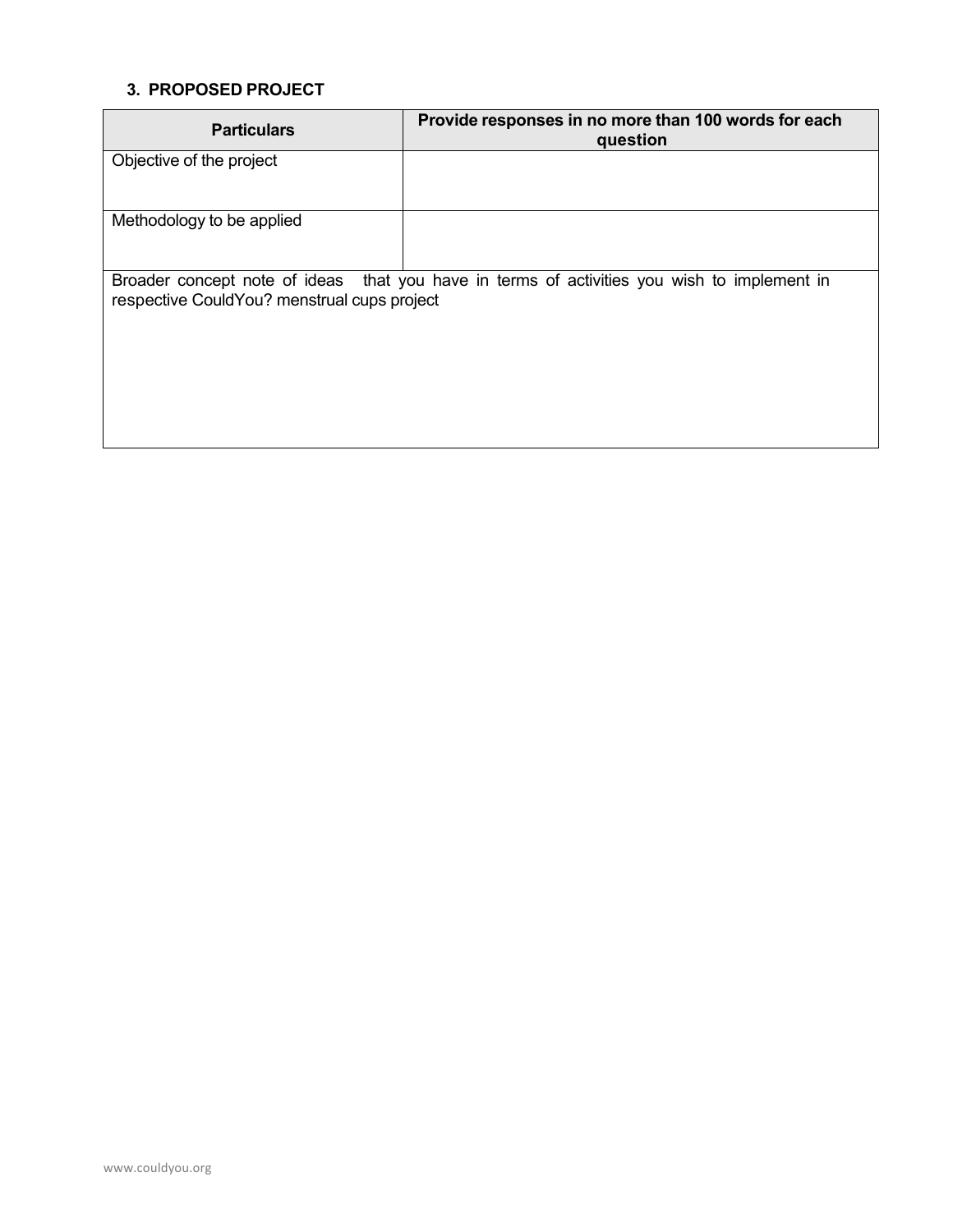### 3. PROPOSED PROJECT

| Particulars | Provide responses in no more than 100 words for each question |
| --- | --- |
| Objective of the project | |
| Methodology to be applied | |
| Broader concept note of ideas that you have in terms of activities you wish to implement in respective CouldYou? menstrual cups project | |